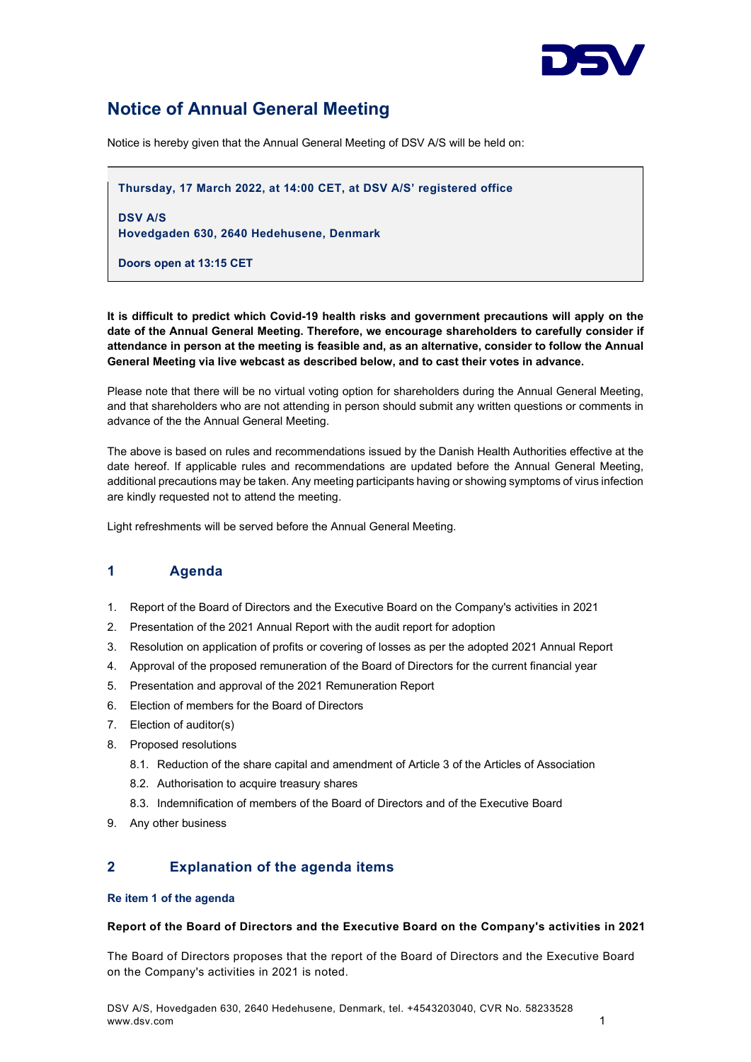# Notice of Annual General Meeting

Notice is hereby given that the Annual General Meeting of DSV A/S will be held on:

**Thursday, 17 March 2022, at 14:00 CET, at DSV A/S' registered office**

**DSV A/S**
**Hovedgaden 630, 2640 Hedehusene, Denmark**

**Doors open at 13:15 CET**

**It is difficult to predict which Covid-19 health risks and government precautions will apply on the date of the Annual General Meeting. Therefore, we encourage shareholders to carefully consider if attendance in person at the meeting is feasible and, as an alternative, consider to follow the Annual General Meeting via live webcast as described below, and to cast their votes in advance.**

Please note that there will be no virtual voting option for shareholders during the Annual General Meeting, and that shareholders who are not attending in person should submit any written questions or comments in advance of the the Annual General Meeting.

The above is based on rules and recommendations issued by the Danish Health Authorities effective at the date hereof. If applicable rules and recommendations are updated before the Annual General Meeting, additional precautions may be taken. Any meeting participants having or showing symptoms of virus infection are kindly requested not to attend the meeting.

Light refreshments will be served before the Annual General Meeting.

## 1 Agenda

1. Report of the Board of Directors and the Executive Board on the Company's activities in 2021
2. Presentation of the 2021 Annual Report with the audit report for adoption
3. Resolution on application of profits or covering of losses as per the adopted 2021 Annual Report
4. Approval of the proposed remuneration of the Board of Directors for the current financial year
5. Presentation and approval of the 2021 Remuneration Report
6. Election of members for the Board of Directors
7. Election of auditor(s)
8. Proposed resolutions
   - 8.1. Reduction of the share capital and amendment of Article 3 of the Articles of Association
   - 8.2. Authorisation to acquire treasury shares
   - 8.3. Indemnification of members of the Board of Directors and of the Executive Board
9. Any other business

## 2 Explanation of the agenda items

### Re item 1 of the agenda

**Report of the Board of Directors and the Executive Board on the Company's activities in 2021**

The Board of Directors proposes that the report of the Board of Directors and the Executive Board on the Company's activities in 2021 is noted.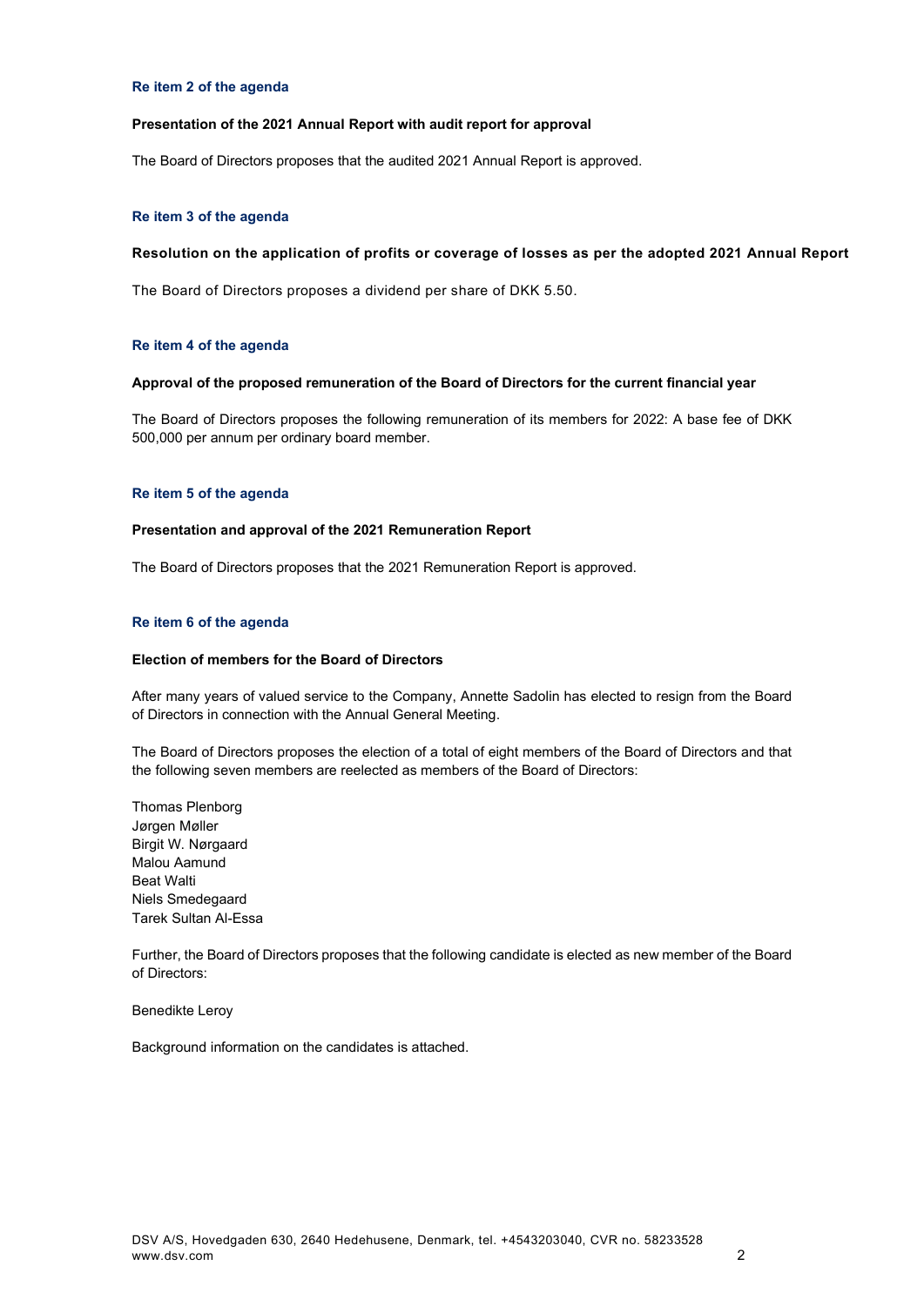**Re item 2 of the agenda**

**Presentation of the 2021 Annual Report with audit report for approval**

The Board of Directors proposes that the audited 2021 Annual Report is approved.

**Re item 3 of the agenda**

**Resolution on the application of profits or coverage of losses as per the adopted 2021 Annual Report**

The Board of Directors proposes a dividend per share of DKK 5.50.

**Re item 4 of the agenda**

**Approval of the proposed remuneration of the Board of Directors for the current financial year**

The Board of Directors proposes the following remuneration of its members for 2022: A base fee of DKK 500,000 per annum per ordinary board member.

**Re item 5 of the agenda**

**Presentation and approval of the 2021 Remuneration Report**

The Board of Directors proposes that the 2021 Remuneration Report is approved.

**Re item 6 of the agenda**

**Election of members for the Board of Directors**

After many years of valued service to the Company, Annette Sadolin has elected to resign from the Board of Directors in connection with the Annual General Meeting.

The Board of Directors proposes the election of a total of eight members of the Board of Directors and that the following seven members are reelected as members of the Board of Directors:

Thomas Plenborg
Jørgen Møller
Birgit W. Nørgaard
Malou Aamund
Beat Walti
Niels Smedegaard
Tarek Sultan Al-Essa

Further, the Board of Directors proposes that the following candidate is elected as new member of the Board of Directors:

Benedikte Leroy

Background information on the candidates is attached.

DSV A/S, Hovedgaden 630, 2640 Hedehusene, Denmark, tel. +4543203040, CVR no. 58233528
www.dsv.com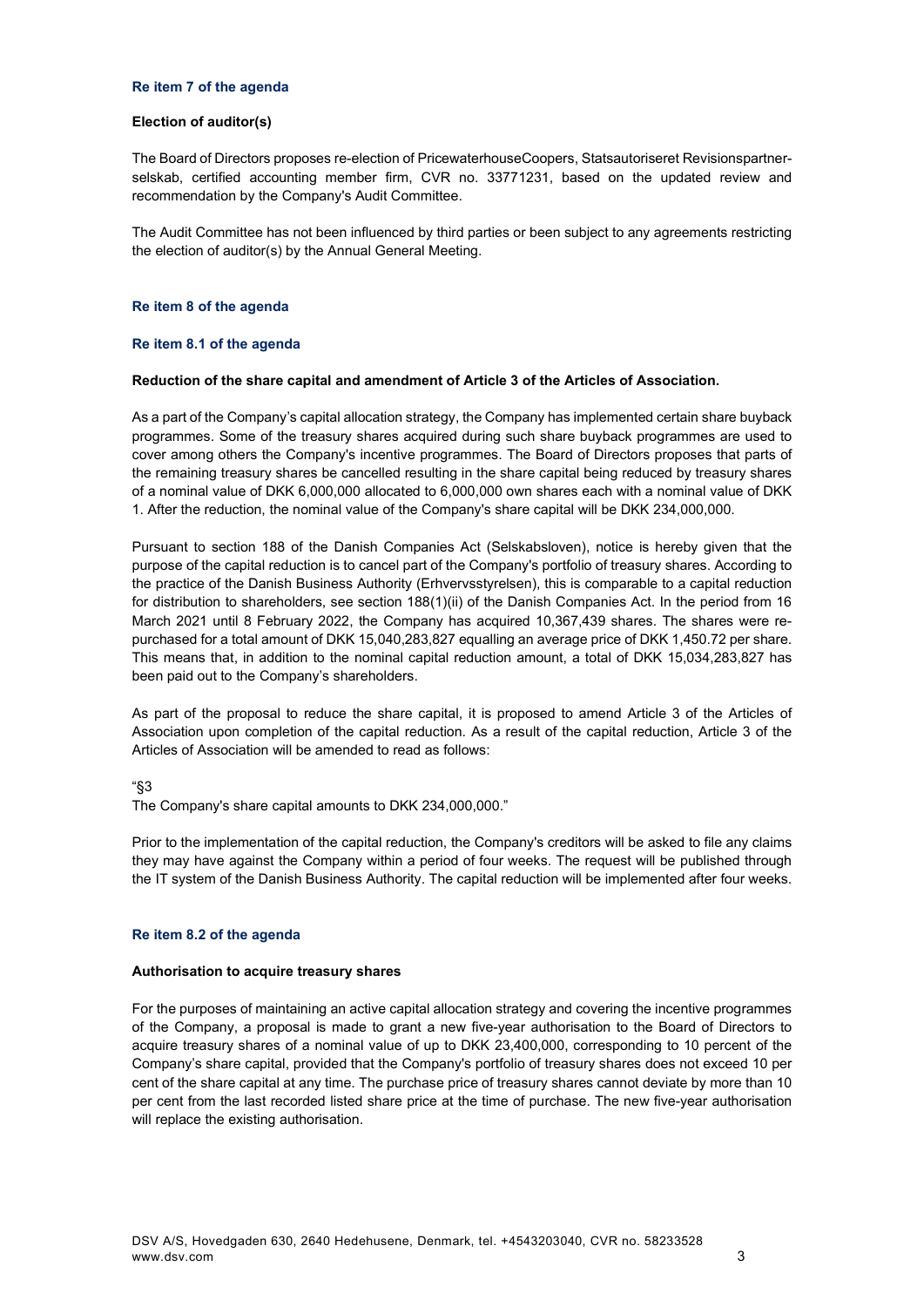### Re item 7 of the agenda

**Election of auditor(s)**

The Board of Directors proposes re-election of PricewaterhouseCoopers, Statsautoriseret Revisionspartnerselskab, certified accounting member firm, CVR no. 33771231, based on the updated review and recommendation by the Company's Audit Committee.

The Audit Committee has not been influenced by third parties or been subject to any agreements restricting the election of auditor(s) by the Annual General Meeting.

### Re item 8 of the agenda

### Re item 8.1 of the agenda

**Reduction of the share capital and amendment of Article 3 of the Articles of Association.**

As a part of the Company's capital allocation strategy, the Company has implemented certain share buyback programmes. Some of the treasury shares acquired during such share buyback programmes are used to cover among others the Company's incentive programmes. The Board of Directors proposes that parts of the remaining treasury shares be cancelled resulting in the share capital being reduced by treasury shares of a nominal value of DKK 6,000,000 allocated to 6,000,000 own shares each with a nominal value of DKK 1. After the reduction, the nominal value of the Company's share capital will be DKK 234,000,000.

Pursuant to section 188 of the Danish Companies Act (Selskabsloven), notice is hereby given that the purpose of the capital reduction is to cancel part of the Company's portfolio of treasury shares. According to the practice of the Danish Business Authority (Erhvervsstyrelsen), this is comparable to a capital reduction for distribution to shareholders, see section 188(1)(ii) of the Danish Companies Act. In the period from 16 March 2021 until 8 February 2022, the Company has acquired 10,367,439 shares. The shares were repurchased for a total amount of DKK 15,040,283,827 equalling an average price of DKK 1,450.72 per share. This means that, in addition to the nominal capital reduction amount, a total of DKK 15,034,283,827 has been paid out to the Company's shareholders.

As part of the proposal to reduce the share capital, it is proposed to amend Article 3 of the Articles of Association upon completion of the capital reduction. As a result of the capital reduction, Article 3 of the Articles of Association will be amended to read as follows:

"§3
The Company's share capital amounts to DKK 234,000,000."

Prior to the implementation of the capital reduction, the Company's creditors will be asked to file any claims they may have against the Company within a period of four weeks. The request will be published through the IT system of the Danish Business Authority. The capital reduction will be implemented after four weeks.

### Re item 8.2 of the agenda

**Authorisation to acquire treasury shares**

For the purposes of maintaining an active capital allocation strategy and covering the incentive programmes of the Company, a proposal is made to grant a new five-year authorisation to the Board of Directors to acquire treasury shares of a nominal value of up to DKK 23,400,000, corresponding to 10 percent of the Company's share capital, provided that the Company's portfolio of treasury shares does not exceed 10 per cent of the share capital at any time. The purchase price of treasury shares cannot deviate by more than 10 per cent from the last recorded listed share price at the time of purchase. The new five-year authorisation will replace the existing authorisation.

DSV A/S, Hovedgaden 630, 2640 Hedehusene, Denmark, tel. +4543203040, CVR no. 58233528
www.dsv.com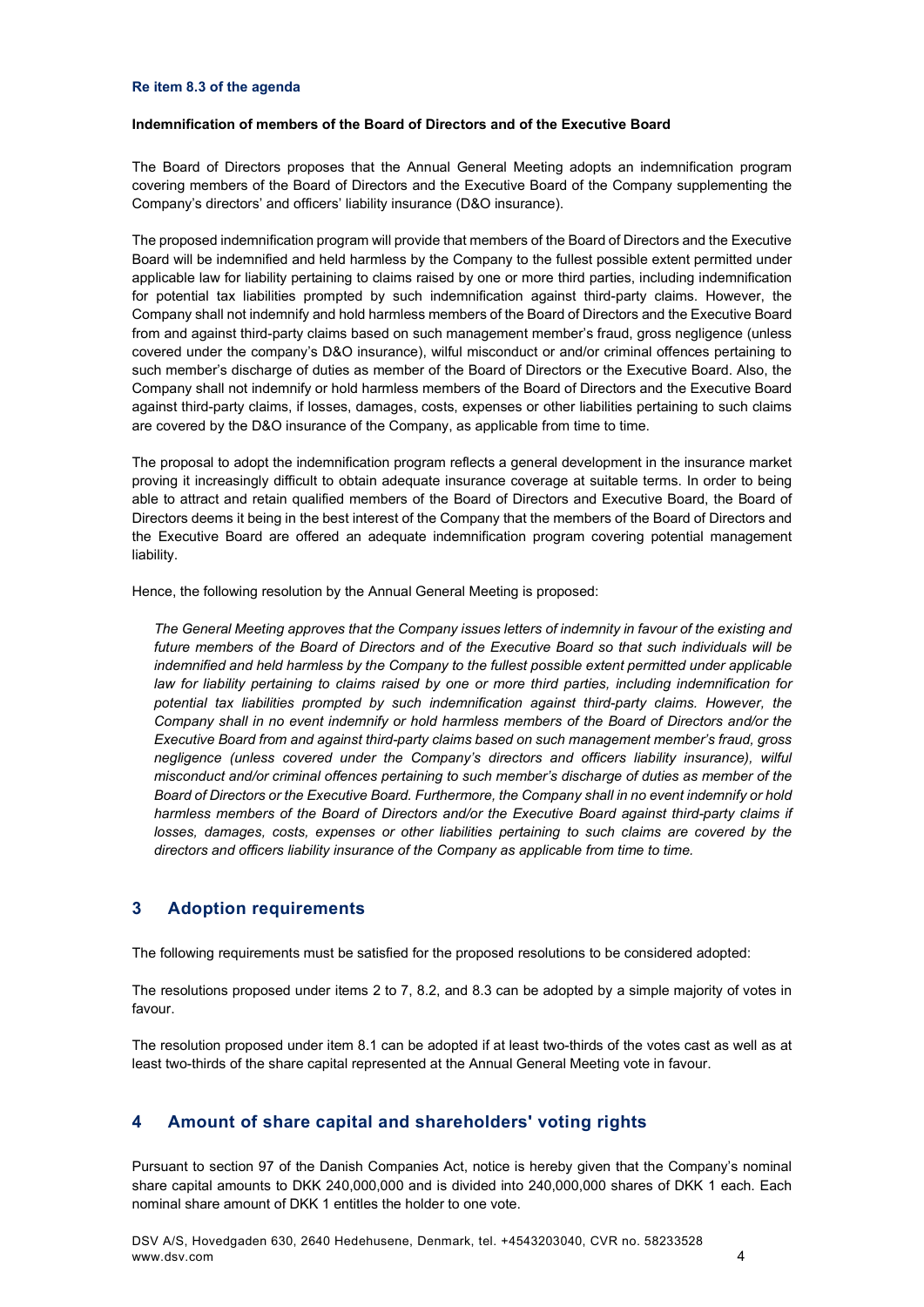**Re item 8.3 of the agenda**

**Indemnification of members of the Board of Directors and of the Executive Board**

The Board of Directors proposes that the Annual General Meeting adopts an indemnification program covering members of the Board of Directors and the Executive Board of the Company supplementing the Company's directors' and officers' liability insurance (D&O insurance).

The proposed indemnification program will provide that members of the Board of Directors and the Executive Board will be indemnified and held harmless by the Company to the fullest possible extent permitted under applicable law for liability pertaining to claims raised by one or more third parties, including indemnification for potential tax liabilities prompted by such indemnification against third-party claims. However, the Company shall not indemnify and hold harmless members of the Board of Directors and the Executive Board from and against third-party claims based on such management member's fraud, gross negligence (unless covered under the company's D&O insurance), wilful misconduct or and/or criminal offences pertaining to such member's discharge of duties as member of the Board of Directors or the Executive Board. Also, the Company shall not indemnify or hold harmless members of the Board of Directors and the Executive Board against third-party claims, if losses, damages, costs, expenses or other liabilities pertaining to such claims are covered by the D&O insurance of the Company, as applicable from time to time.

The proposal to adopt the indemnification program reflects a general development in the insurance market proving it increasingly difficult to obtain adequate insurance coverage at suitable terms. In order to being able to attract and retain qualified members of the Board of Directors and Executive Board, the Board of Directors deems it being in the best interest of the Company that the members of the Board of Directors and the Executive Board are offered an adequate indemnification program covering potential management liability.

Hence, the following resolution by the Annual General Meeting is proposed:

*The General Meeting approves that the Company issues letters of indemnity in favour of the existing and future members of the Board of Directors and of the Executive Board so that such individuals will be indemnified and held harmless by the Company to the fullest possible extent permitted under applicable law for liability pertaining to claims raised by one or more third parties, including indemnification for potential tax liabilities prompted by such indemnification against third-party claims. However, the Company shall in no event indemnify or hold harmless members of the Board of Directors and/or the Executive Board from and against third-party claims based on such management member's fraud, gross negligence (unless covered under the Company's directors and officers liability insurance), wilful misconduct and/or criminal offences pertaining to such member's discharge of duties as member of the Board of Directors or the Executive Board. Furthermore, the Company shall in no event indemnify or hold harmless members of the Board of Directors and/or the Executive Board against third-party claims if losses, damages, costs, expenses or other liabilities pertaining to such claims are covered by the directors and officers liability insurance of the Company as applicable from time to time.*

## 3 Adoption requirements

The following requirements must be satisfied for the proposed resolutions to be considered adopted:

The resolutions proposed under items 2 to 7, 8.2, and 8.3 can be adopted by a simple majority of votes in favour.

The resolution proposed under item 8.1 can be adopted if at least two-thirds of the votes cast as well as at least two-thirds of the share capital represented at the Annual General Meeting vote in favour.

## 4 Amount of share capital and shareholders' voting rights

Pursuant to section 97 of the Danish Companies Act, notice is hereby given that the Company's nominal share capital amounts to DKK 240,000,000 and is divided into 240,000,000 shares of DKK 1 each. Each nominal share amount of DKK 1 entitles the holder to one vote.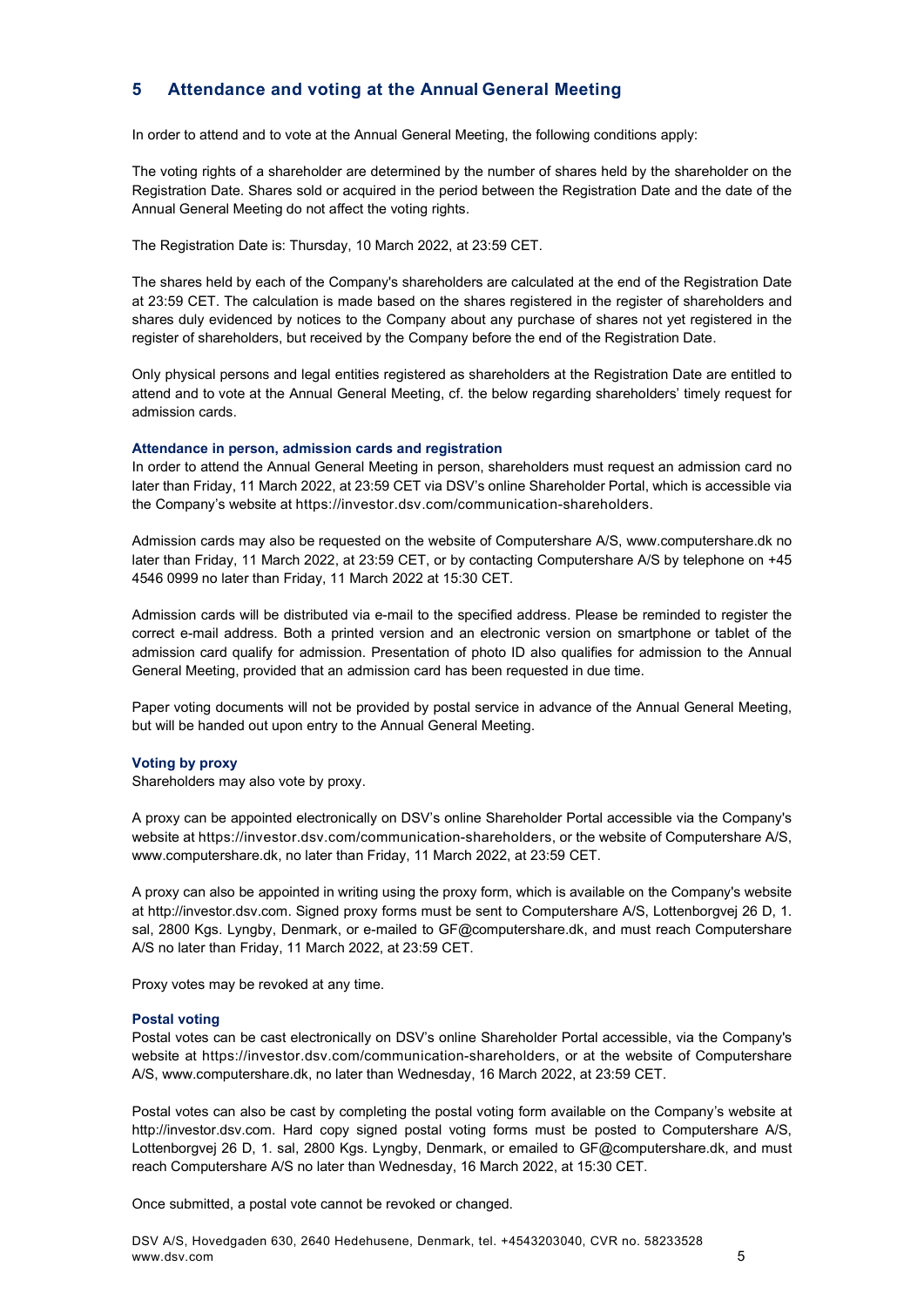## 5 Attendance and voting at the Annual General Meeting

In order to attend and to vote at the Annual General Meeting, the following conditions apply:

The voting rights of a shareholder are determined by the number of shares held by the shareholder on the Registration Date. Shares sold or acquired in the period between the Registration Date and the date of the Annual General Meeting do not affect the voting rights.

The Registration Date is: Thursday, 10 March 2022, at 23:59 CET.

The shares held by each of the Company's shareholders are calculated at the end of the Registration Date at 23:59 CET. The calculation is made based on the shares registered in the register of shareholders and shares duly evidenced by notices to the Company about any purchase of shares not yet registered in the register of shareholders, but received by the Company before the end of the Registration Date.

Only physical persons and legal entities registered as shareholders at the Registration Date are entitled to attend and to vote at the Annual General Meeting, cf. the below regarding shareholders' timely request for admission cards.

### Attendance in person, admission cards and registration

In order to attend the Annual General Meeting in person, shareholders must request an admission card no later than Friday, 11 March 2022, at 23:59 CET via DSV's online Shareholder Portal, which is accessible via the Company's website at https://investor.dsv.com/communication-shareholders.

Admission cards may also be requested on the website of Computershare A/S, www.computershare.dk no later than Friday, 11 March 2022, at 23:59 CET, or by contacting Computershare A/S by telephone on +45 4546 0999 no later than Friday, 11 March 2022 at 15:30 CET.

Admission cards will be distributed via e-mail to the specified address. Please be reminded to register the correct e-mail address. Both a printed version and an electronic version on smartphone or tablet of the admission card qualify for admission. Presentation of photo ID also qualifies for admission to the Annual General Meeting, provided that an admission card has been requested in due time.

Paper voting documents will not be provided by postal service in advance of the Annual General Meeting, but will be handed out upon entry to the Annual General Meeting.

### Voting by proxy

Shareholders may also vote by proxy.

A proxy can be appointed electronically on DSV's online Shareholder Portal accessible via the Company's website at https://investor.dsv.com/communication-shareholders, or the website of Computershare A/S, www.computershare.dk, no later than Friday, 11 March 2022, at 23:59 CET.

A proxy can also be appointed in writing using the proxy form, which is available on the Company's website at http://investor.dsv.com. Signed proxy forms must be sent to Computershare A/S, Lottenborgvej 26 D, 1. sal, 2800 Kgs. Lyngby, Denmark, or e-mailed to GF@computershare.dk, and must reach Computershare A/S no later than Friday, 11 March 2022, at 23:59 CET.

Proxy votes may be revoked at any time.

### Postal voting

Postal votes can be cast electronically on DSV's online Shareholder Portal accessible, via the Company's website at https://investor.dsv.com/communication-shareholders, or at the website of Computershare A/S, www.computershare.dk, no later than Wednesday, 16 March 2022, at 23:59 CET.

Postal votes can also be cast by completing the postal voting form available on the Company's website at http://investor.dsv.com. Hard copy signed postal voting forms must be posted to Computershare A/S, Lottenborgvej 26 D, 1. sal, 2800 Kgs. Lyngby, Denmark, or emailed to GF@computershare.dk, and must reach Computershare A/S no later than Wednesday, 16 March 2022, at 15:30 CET.

Once submitted, a postal vote cannot be revoked or changed.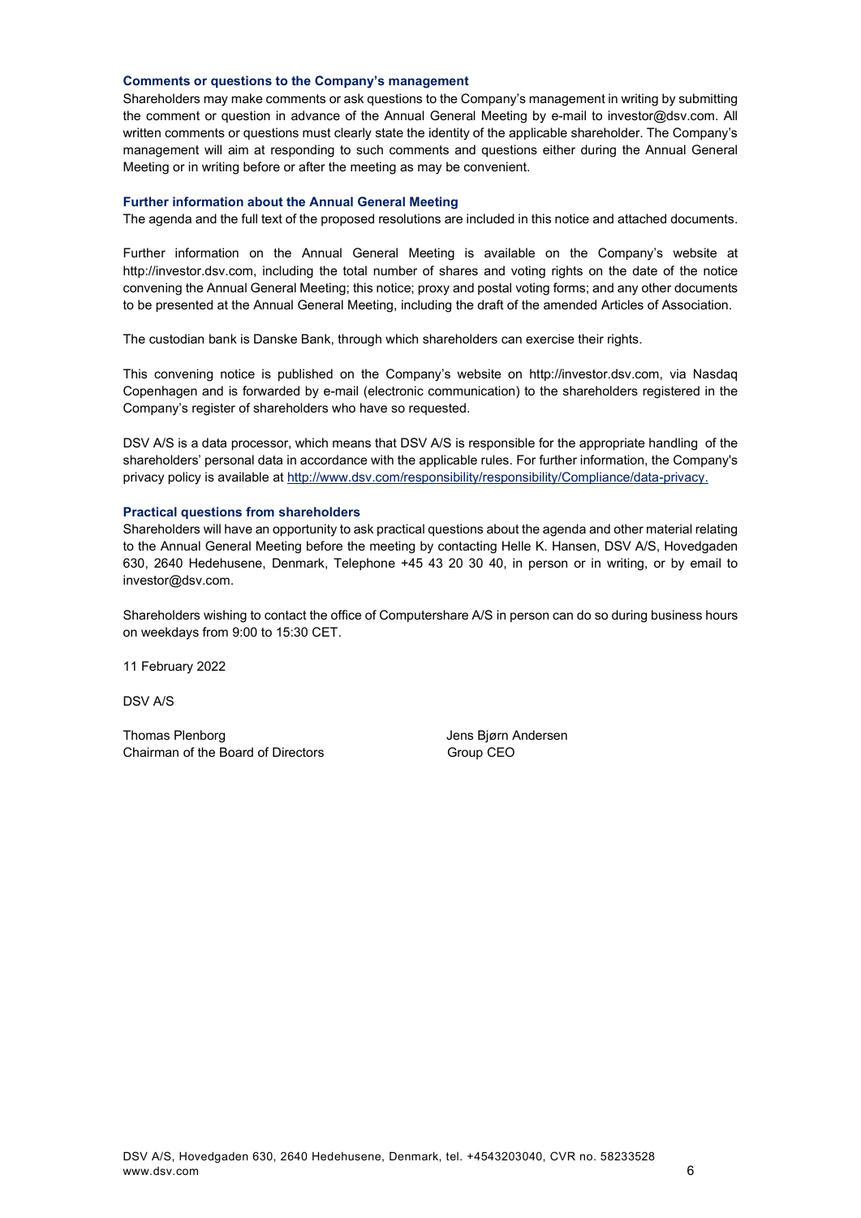### Comments or questions to the Company's management

Shareholders may make comments or ask questions to the Company's management in writing by submitting the comment or question in advance of the Annual General Meeting by e-mail to investor@dsv.com. All written comments or questions must clearly state the identity of the applicable shareholder. The Company's management will aim at responding to such comments and questions either during the Annual General Meeting or in writing before or after the meeting as may be convenient.

### Further information about the Annual General Meeting

The agenda and the full text of the proposed resolutions are included in this notice and attached documents.

Further information on the Annual General Meeting is available on the Company's website at http://investor.dsv.com, including the total number of shares and voting rights on the date of the notice convening the Annual General Meeting; this notice; proxy and postal voting forms; and any other documents to be presented at the Annual General Meeting, including the draft of the amended Articles of Association.

The custodian bank is Danske Bank, through which shareholders can exercise their rights.

This convening notice is published on the Company's website on http://investor.dsv.com, via Nasdaq Copenhagen and is forwarded by e-mail (electronic communication) to the shareholders registered in the Company's register of shareholders who have so requested.

DSV A/S is a data processor, which means that DSV A/S is responsible for the appropriate handling of the shareholders' personal data in accordance with the applicable rules. For further information, the Company's privacy policy is available at http://www.dsv.com/responsibility/responsibility/Compliance/data-privacy.

### Practical questions from shareholders

Shareholders will have an opportunity to ask practical questions about the agenda and other material relating to the Annual General Meeting before the meeting by contacting Helle K. Hansen, DSV A/S, Hovedgaden 630, 2640 Hedehusene, Denmark, Telephone +45 43 20 30 40, in person or in writing, or by email to investor@dsv.com.

Shareholders wishing to contact the office of Computershare A/S in person can do so during business hours on weekdays from 9:00 to 15:30 CET.

11 February 2022

DSV A/S

Thomas Plenborg
Chairman of the Board of Directors

Jens Bjørn Andersen
Group CEO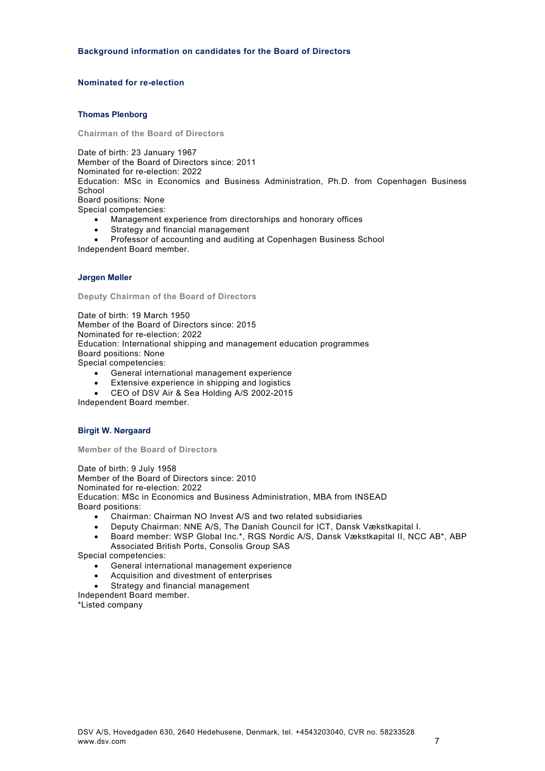## Background information on candidates for the Board of Directors

### Nominated for re-election

#### Thomas Plenborg

**Chairman of the Board of Directors**

Date of birth: 23 January 1967
Member of the Board of Directors since: 2011
Nominated for re-election: 2022
Education: MSc in Economics and Business Administration, Ph.D. from Copenhagen Business School
Board positions: None
Special competencies:

- Management experience from directorships and honorary offices
- Strategy and financial management
- Professor of accounting and auditing at Copenhagen Business School

Independent Board member.

#### Jørgen Møller

**Deputy Chairman of the Board of Directors**

Date of birth: 19 March 1950
Member of the Board of Directors since: 2015
Nominated for re-election: 2022
Education: International shipping and management education programmes
Board positions: None
Special competencies:

- General international management experience
- Extensive experience in shipping and logistics
- CEO of DSV Air & Sea Holding A/S 2002-2015

Independent Board member.

#### Birgit W. Nørgaard

**Member of the Board of Directors**

Date of birth: 9 July 1958
Member of the Board of Directors since: 2010
Nominated for re-election: 2022
Education: MSc in Economics and Business Administration, MBA from INSEAD
Board positions:

- Chairman: Chairman NO Invest A/S and two related subsidiaries
- Deputy Chairman: NNE A/S, The Danish Council for ICT, Dansk Vækstkapital I.
- Board member: WSP Global Inc.*, RGS Nordic A/S, Dansk Vækstkapital II, NCC AB*, ABP Associated British Ports, Consolis Group SAS

Special competencies:

- General international management experience
- Acquisition and divestment of enterprises
- Strategy and financial management

Independent Board member.
*Listed company

DSV A/S, Hovedgaden 630, 2640 Hedehusene, Denmark, tel. +4543203040, CVR no. 58233528
www.dsv.com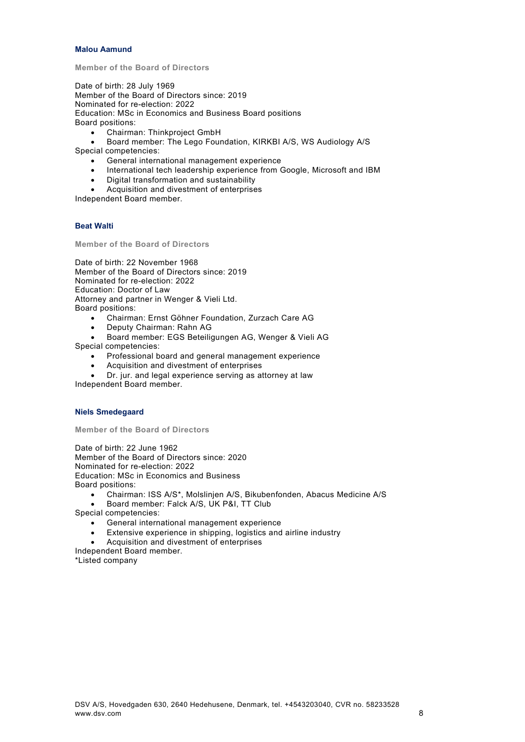### Malou Aamund

**Member of the Board of Directors**

Date of birth: 28 July 1969
Member of the Board of Directors since: 2019
Nominated for re-election: 2022
Education: MSc in Economics and Business Board positions
Board positions:

- Chairman: Thinkproject GmbH
- Board member: The Lego Foundation, KIRKBI A/S, WS Audiology A/S

Special competencies:

- General international management experience
- International tech leadership experience from Google, Microsoft and IBM
- Digital transformation and sustainability
- Acquisition and divestment of enterprises

Independent Board member.

### Beat Walti

**Member of the Board of Directors**

Date of birth: 22 November 1968
Member of the Board of Directors since: 2019
Nominated for re-election: 2022
Education: Doctor of Law
Attorney and partner in Wenger & Vieli Ltd.
Board positions:

- Chairman: Ernst Göhner Foundation, Zurzach Care AG
- Deputy Chairman: Rahn AG
- Board member: EGS Beteiligungen AG, Wenger & Vieli AG

Special competencies:

- Professional board and general management experience
- Acquisition and divestment of enterprises
- Dr. jur. and legal experience serving as attorney at law

Independent Board member.

### Niels Smedegaard

**Member of the Board of Directors**

Date of birth: 22 June 1962
Member of the Board of Directors since: 2020
Nominated for re-election: 2022
Education: MSc in Economics and Business
Board positions:

- Chairman: ISS A/S*, Molslinjen A/S, Bikubenfonden, Abacus Medicine A/S
- Board member: Falck A/S, UK P&I, TT Club

Special competencies:

- General international management experience
- Extensive experience in shipping, logistics and airline industry
- Acquisition and divestment of enterprises

Independent Board member.
*Listed company

DSV A/S, Hovedgaden 630, 2640 Hedehusene, Denmark, tel. +4543203040, CVR no. 58233528
www.dsv.com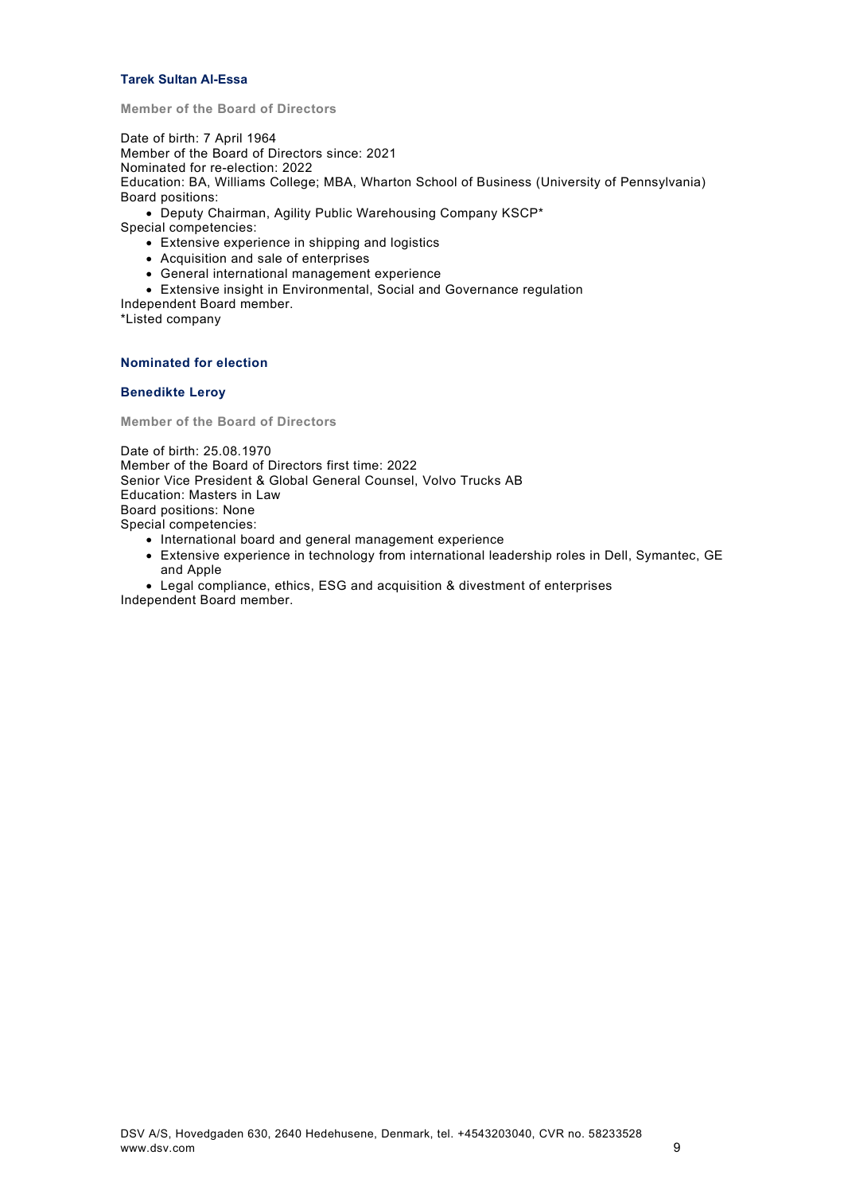### Tarek Sultan Al-Essa

**Member of the Board of Directors**

Date of birth: 7 April 1964
Member of the Board of Directors since: 2021
Nominated for re-election: 2022
Education: BA, Williams College; MBA, Wharton School of Business (University of Pennsylvania)
Board positions:

- Deputy Chairman, Agility Public Warehousing Company KSCP*

Special competencies:

- Extensive experience in shipping and logistics
- Acquisition and sale of enterprises
- General international management experience
- Extensive insight in Environmental, Social and Governance regulation

Independent Board member.
*Listed company

## Nominated for election

### Benedikte Leroy

**Member of the Board of Directors**

Date of birth: 25.08.1970
Member of the Board of Directors first time: 2022
Senior Vice President & Global General Counsel, Volvo Trucks AB
Education: Masters in Law
Board positions: None
Special competencies:

- International board and general management experience
- Extensive experience in technology from international leadership roles in Dell, Symantec, GE and Apple
- Legal compliance, ethics, ESG and acquisition & divestment of enterprises

Independent Board member.

DSV A/S, Hovedgaden 630, 2640 Hedehusene, Denmark, tel. +4543203040, CVR no. 58233528
www.dsv.com